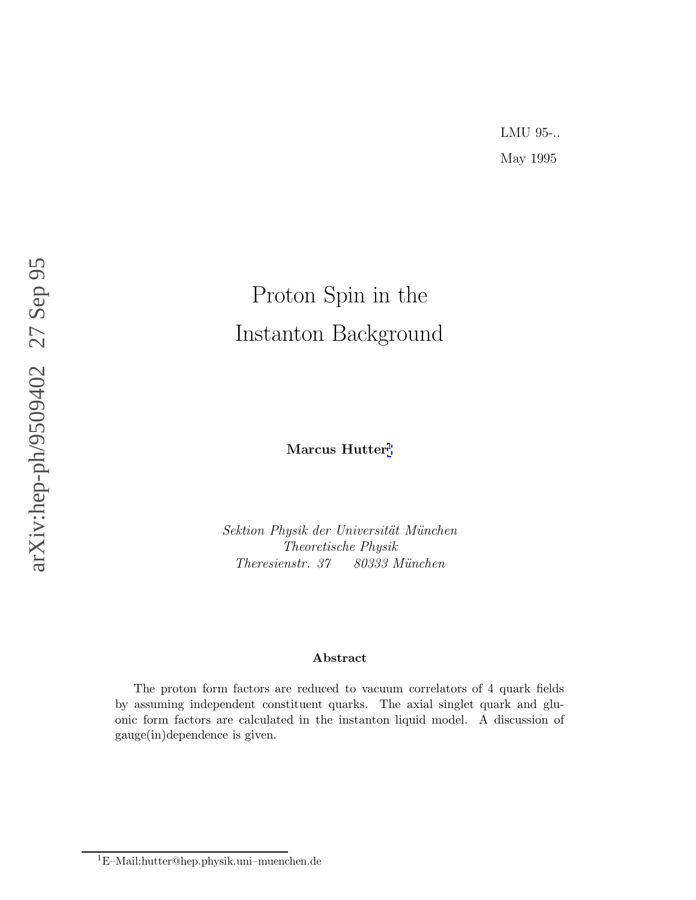LMU 95-..

May 1995

arXiv:hep-ph/9509402 27 Sep 95

# Proton Spin in the Instanton Background

**Marcus Hutter**[1]

*Sektion Physik der Universität München*
*Theoretische Physik*
*Theresienstr. 37 80333 München*

### Abstract

The proton form factors are reduced to vacuum correlators of 4 quark fields by assuming independent constituent quarks. The axial singlet quark and gluonic form factors are calculated in the instanton liquid model. A discussion of gauge(in)dependence is given.

[1] E–Mail:hutter@hep.physik.uni–muenchen.de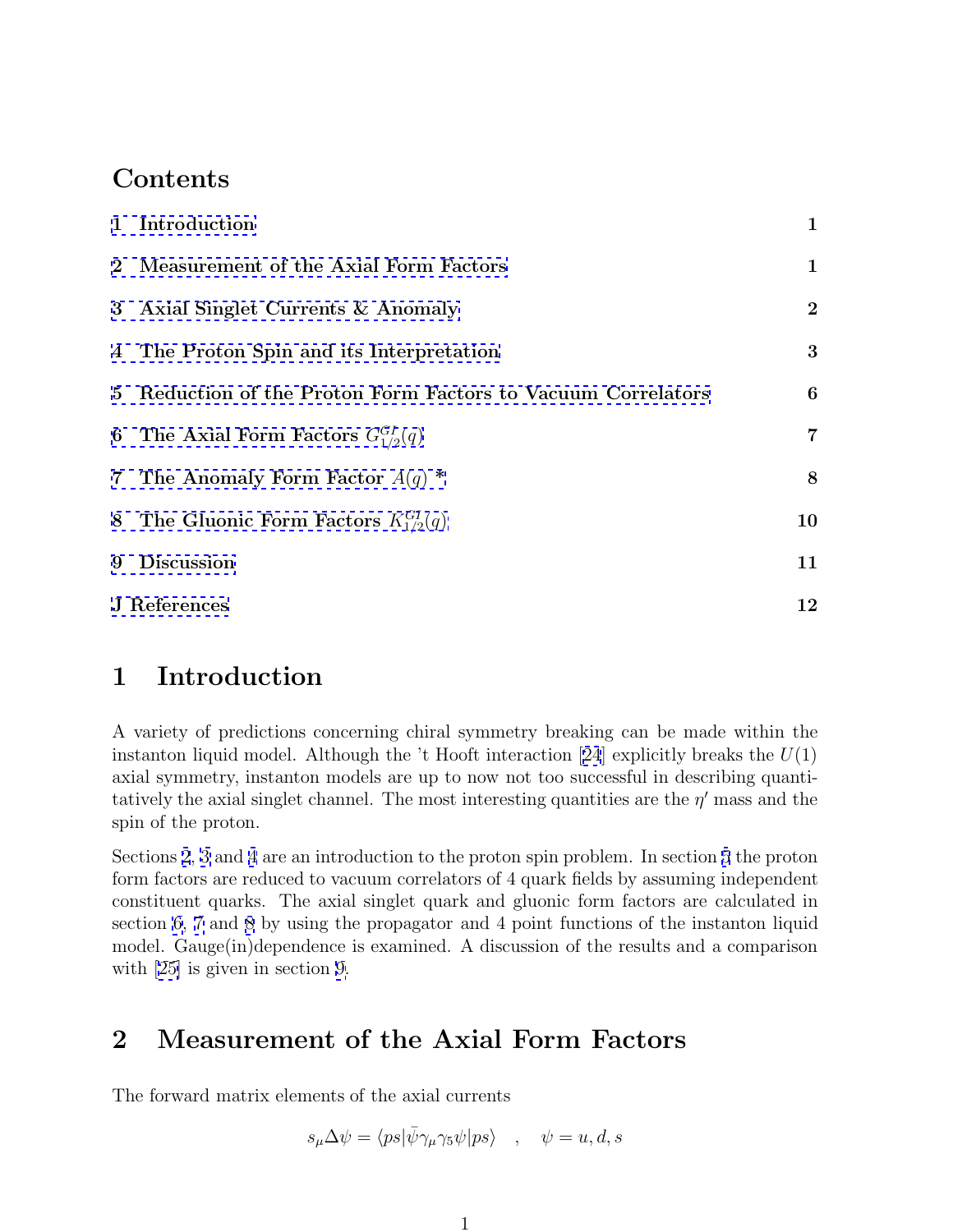## Contents

1 Introduction 1

2 Measurement of the Axial Form Factors 1

3 Axial Singlet Currents & Anomaly 2

4 The Proton Spin and its Interpretation 3

5 Reduction of the Proton Form Factors to Vacuum Correlators 6

6 The Axial Form Factors $G_{1/2}^{GI}(q)$ 7

7 The Anomaly Form Factor $A(q)$ * 8

8 The Gluonic Form Factors $K_{1/2}^{GI}(q)$ 10

9 Discussion 11

J References 12

# 1 Introduction

A variety of predictions concerning chiral symmetry breaking can be made within the instanton liquid model. Although the 't Hooft interaction [24] explicitly breaks the $U(1)$ axial symmetry, instanton models are up to now not too successful in describing quantitatively the axial singlet channel. The most interesting quantities are the $\eta'$ mass and the spin of the proton.

Sections 2, 3 and 4 are an introduction to the proton spin problem. In section 5 the proton form factors are reduced to vacuum correlators of 4 quark fields by assuming independent constituent quarks. The axial singlet quark and gluonic form factors are calculated in section 6, 7 and 8 by using the propagator and 4 point functions of the instanton liquid model. Gauge(in)dependence is examined. A discussion of the results and a comparison with [25] is given in section 9.

# 2 Measurement of the Axial Form Factors

The forward matrix elements of the axial currents

$$s_\mu \Delta\psi = \langle ps|\bar{\psi}\gamma_\mu\gamma_5\psi|ps\rangle \quad , \quad \psi = u, d, s$$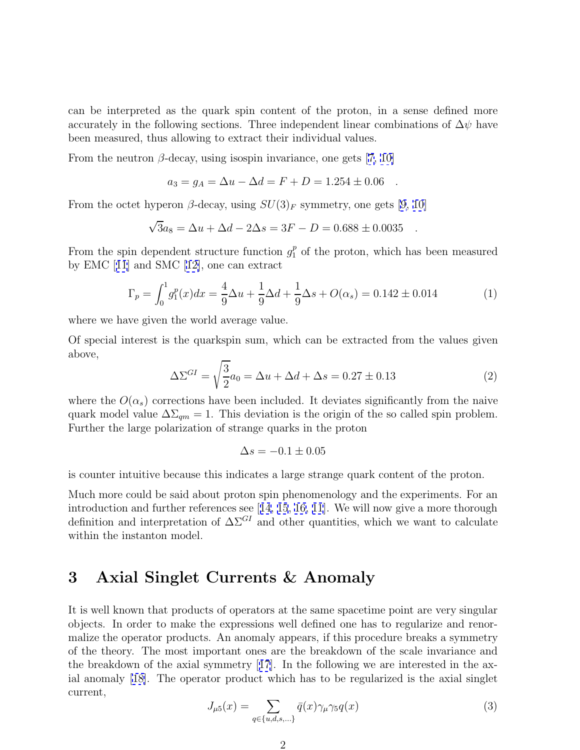can be interpreted as the quark spin content of the proton, in a sense defined more accurately in the following sections. Three independent linear combinations of $\Delta\psi$ have been measured, thus allowing to extract their individual values.

From the neutron $\beta$-decay, using isospin invariance, one gets [7, 10]

$$a_3 = g_A = \Delta u - \Delta d = F + D = 1.254 \pm 0.06 \quad .$$

From the octet hyperon $\beta$-decay, using $SU(3)_F$ symmetry, one gets [9, 10]

$$\sqrt{3} a_8 = \Delta u + \Delta d - 2\Delta s = 3F - D = 0.688 \pm 0.0035 \quad .$$

From the spin dependent structure function $g_1^p$ of the proton, which has been measured by EMC [11] and SMC [12], one can extract

$$\Gamma_p = \int_0^1 g_1^p(x)dx = \frac{4}{9}\Delta u + \frac{1}{9}\Delta d + \frac{1}{9}\Delta s + O(\alpha_s) = 0.142 \pm 0.014 \tag{1}$$

where we have given the world average value.

Of special interest is the quarkspin sum, which can be extracted from the values given above,

$$\Delta\Sigma^{GI} = \sqrt{\frac{3}{2}} a_0 = \Delta u + \Delta d + \Delta s = 0.27 \pm 0.13 \tag{2}$$

where the $O(\alpha_s)$ corrections have been included. It deviates significantly from the naive quark model value $\Delta\Sigma_{qm} = 1$. This deviation is the origin of the so called spin problem. Further the large polarization of strange quarks in the proton

$$\Delta s = -0.1 \pm 0.05$$

is counter intuitive because this indicates a large strange quark content of the proton.

Much more could be said about proton spin phenomenology and the experiments. For an introduction and further references see [14, 15, 16, 11]. We will now give a more thorough definition and interpretation of $\Delta\Sigma^{GI}$ and other quantities, which we want to calculate within the instanton model.

# 3 Axial Singlet Currents & Anomaly

It is well known that products of operators at the same spacetime point are very singular objects. In order to make the expressions well defined one has to regularize and renormalize the operator products. An anomaly appears, if this procedure breaks a symmetry of the theory. The most important ones are the breakdown of the scale invariance and the breakdown of the axial symmetry [17]. In the following we are interested in the axial anomaly [18]. The operator product which has to be regularized is the axial singlet current,

$$J_{\mu 5}(x) = \sum_{q \in \{u,d,s,\ldots\}} \bar{q}(x)\gamma_\mu\gamma_5 q(x) \tag{3}$$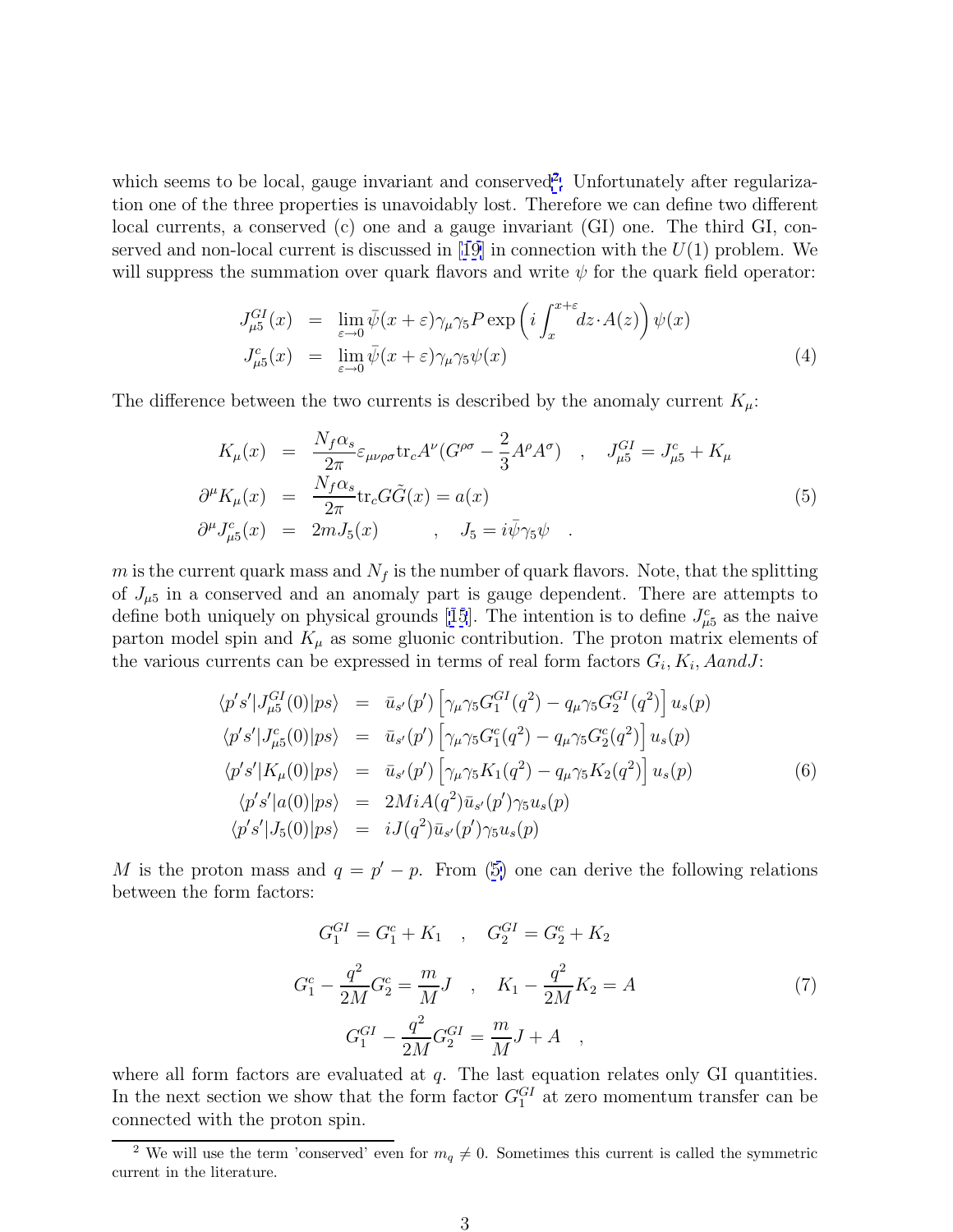which seems to be local, gauge invariant and conserved[2]. Unfortunately after regularization one of the three properties is unavoidably lost. Therefore we can define two different local currents, a conserved (c) one and a gauge invariant (GI) one. The third GI, conserved and non-local current is discussed in [19] in connection with the $U(1)$ problem. We will suppress the summation over quark flavors and write $\psi$ for the quark field operator:

$$
\begin{aligned}
J^{GI}_{\mu 5}(x) &= \lim_{\varepsilon \to 0} \bar{\psi}(x+\varepsilon)\gamma_\mu \gamma_5 P \exp\left( i \int_x^{x+\varepsilon} dz \cdot A(z) \right) \psi(x) \\
J^{c}_{\mu 5}(x) &= \lim_{\varepsilon \to 0} \bar{\psi}(x+\varepsilon)\gamma_\mu \gamma_5 \psi(x)
\end{aligned} \tag{4}
$$

The difference between the two currents is described by the anomaly current $K_\mu$:

$$
\begin{aligned}
K_\mu(x) &= \frac{N_f \alpha_s}{2\pi} \varepsilon_{\mu\nu\rho\sigma} \mathrm{tr}_c A^\nu (G^{\rho\sigma} - \frac{2}{3} A^\rho A^\sigma) \quad , \quad J^{GI}_{\mu 5} = J^c_{\mu 5} + K_\mu \\
\partial^\mu K_\mu(x) &= \frac{N_f \alpha_s}{2\pi} \mathrm{tr}_c G\tilde{G}(x) = a(x) \\
\partial^\mu J^c_{\mu 5}(x) &= 2m J_5(x) \qquad , \quad J_5 = i\bar{\psi}\gamma_5 \psi \quad .
\end{aligned} \tag{5}
$$

$m$ is the current quark mass and $N_f$ is the number of quark flavors. Note, that the splitting of $J_{\mu 5}$ in a conserved and an anomaly part is gauge dependent. There are attempts to define both uniquely on physical grounds [15]. The intention is to define $J^c_{\mu 5}$ as the naive parton model spin and $K_\mu$ as some gluonic contribution. The proton matrix elements of the various currents can be expressed in terms of real form factors $G_i, K_i, A and J$:

$$
\begin{aligned}
\langle p's' | J^{GI}_{\mu 5}(0) | ps \rangle &= \bar{u}_{s'}(p') \left[ \gamma_\mu \gamma_5 G^{GI}_1(q^2) - q_\mu \gamma_5 G^{GI}_2(q^2) \right] u_s(p) \\
\langle p's' | J^{c}_{\mu 5}(0) | ps \rangle &= \bar{u}_{s'}(p') \left[ \gamma_\mu \gamma_5 G^{c}_1(q^2) - q_\mu \gamma_5 G^{c}_2(q^2) \right] u_s(p) \\
\langle p's' | K_\mu(0) | ps \rangle &= \bar{u}_{s'}(p') \left[ \gamma_\mu \gamma_5 K_1(q^2) - q_\mu \gamma_5 K_2(q^2) \right] u_s(p) \\
\langle p's' | a(0) | ps \rangle &= 2MiA(q^2) \bar{u}_{s'}(p') \gamma_5 u_s(p) \\
\langle p's' | J_5(0) | ps \rangle &= iJ(q^2) \bar{u}_{s'}(p') \gamma_5 u_s(p)
\end{aligned} \tag{6}
$$

$M$ is the proton mass and $q = p' - p$. From (5) one can derive the following relations between the form factors:

$$
\begin{aligned}
G^{GI}_1 = G^c_1 + K_1 \quad &, \quad G^{GI}_2 = G^c_2 + K_2 \\
G^c_1 - \frac{q^2}{2M} G^c_2 = \frac{m}{M} J \quad &, \quad K_1 - \frac{q^2}{2M} K_2 = A \\
G^{GI}_1 - \frac{q^2}{2M} G^{GI}_2 &= \frac{m}{M} J + A \quad ,
\end{aligned} \tag{7}
$$

where all form factors are evaluated at $q$. The last equation relates only GI quantities. In the next section we show that the form factor $G^{GI}_1$ at zero momentum transfer can be connected with the proton spin.

[2] We will use the term 'conserved' even for $m_q \neq 0$. Sometimes this current is called the symmetric current in the literature.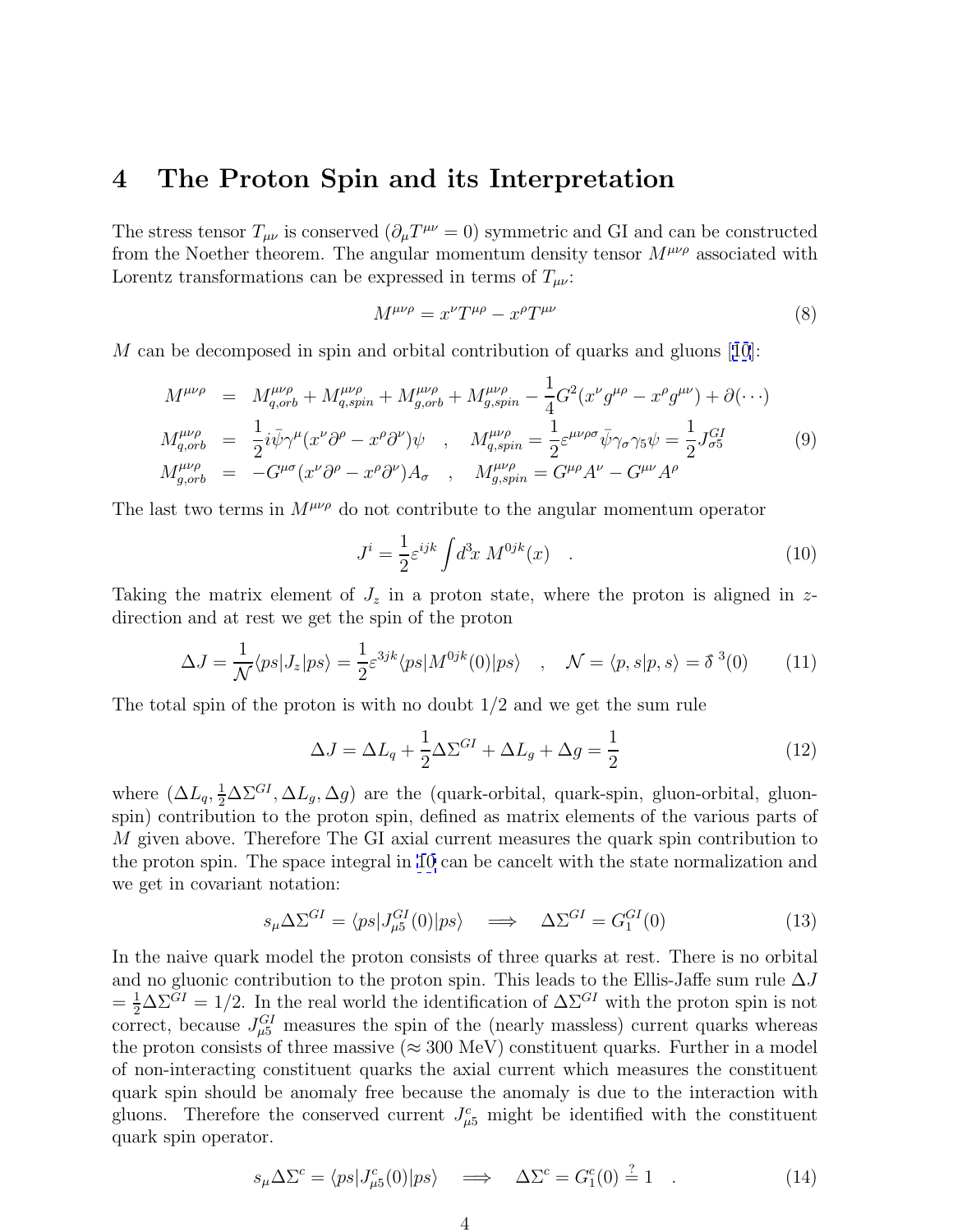# 4 The Proton Spin and its Interpretation

The stress tensor $T_{\mu\nu}$ is conserved ($\partial_\mu T^{\mu\nu} = 0$) symmetric and GI and can be constructed from the Noether theorem. The angular momentum density tensor $M^{\mu\nu\rho}$ associated with Lorentz transformations can be expressed in terms of $T_{\mu\nu}$:

$$M^{\mu\nu\rho} = x^\nu T^{\mu\rho} - x^\rho T^{\mu\nu} \tag{8}$$

$M$ can be decomposed in spin and orbital contribution of quarks and gluons [10]:

$$\begin{aligned}
M^{\mu\nu\rho} &= M^{\mu\nu\rho}_{q,orb} + M^{\mu\nu\rho}_{q,spin} + M^{\mu\nu\rho}_{g,orb} + M^{\mu\nu\rho}_{g,spin} - \frac{1}{4}G^2(x^\nu g^{\mu\rho} - x^\rho g^{\mu\nu}) + \partial(\cdots) \\
M^{\mu\nu\rho}_{q,orb} &= \frac{1}{2}i\bar\psi\gamma^\mu(x^\nu\partial^\rho - x^\rho\partial^\nu)\psi \quad , \quad M^{\mu\nu\rho}_{q,spin} = \frac{1}{2}\varepsilon^{\mu\nu\rho\sigma}\bar\psi\gamma_\sigma\gamma_5\psi = \frac{1}{2}J^{GI}_{\sigma 5} \\
M^{\mu\nu\rho}_{g,orb} &= -G^{\mu\sigma}(x^\nu\partial^\rho - x^\rho\partial^\nu)A_\sigma \quad , \quad M^{\mu\nu\rho}_{g,spin} = G^{\mu\rho}A^\nu - G^{\mu\nu}A^\rho
\end{aligned} \tag{9}$$

The last two terms in $M^{\mu\nu\rho}$ do not contribute to the angular momentum operator

$$J^i = \frac{1}{2}\varepsilon^{ijk}\int d^3x \; M^{0jk}(x) \quad . \tag{10}$$

Taking the matrix element of $J_z$ in a proton state, where the proton is aligned in $z$-direction and at rest we get the spin of the proton

$$\Delta J = \frac{1}{\mathcal{N}}\langle ps|J_z|ps\rangle = \frac{1}{2}\varepsilon^{3jk}\langle ps|M^{0jk}(0)|ps\rangle \quad , \quad \mathcal{N} = \langle p,s|p,s\rangle = \delta^{\,3}(0) \tag{11}$$

The total spin of the proton is with no doubt 1/2 and we get the sum rule

$$\Delta J = \Delta L_q + \frac{1}{2}\Delta\Sigma^{GI} + \Delta L_g + \Delta g = \frac{1}{2} \tag{12}$$

where $(\Delta L_q, \frac{1}{2}\Delta\Sigma^{GI}, \Delta L_g, \Delta g)$ are the (quark-orbital, quark-spin, gluon-orbital, gluon-spin) contribution to the proton spin, defined as matrix elements of the various parts of $M$ given above. Therefore The GI axial current measures the quark spin contribution to the proton spin. The space integral in 10 can be cancelt with the state normalization and we get in covariant notation:

$$s_\mu \Delta\Sigma^{GI} = \langle ps|J^{GI}_{\mu 5}(0)|ps\rangle \quad \Longrightarrow \quad \Delta\Sigma^{GI} = G^{GI}_1(0) \tag{13}$$

In the naive quark model the proton consists of three quarks at rest. There is no orbital and no gluonic contribution to the proton spin. This leads to the Ellis-Jaffe sum rule $\Delta J = \frac{1}{2}\Delta\Sigma^{GI} = 1/2$. In the real world the identification of $\Delta\Sigma^{GI}$ with the proton spin is not correct, because $J^{GI}_{\mu 5}$ measures the spin of the (nearly massless) current quarks whereas the proton consists of three massive ($\approx 300$ MeV) constituent quarks. Further in a model of non-interacting constituent quarks the axial current which measures the constituent quark spin should be anomaly free because the anomaly is due to the interaction with gluons. Therefore the conserved current $J^c_{\mu 5}$ might be identified with the constituent quark spin operator.

$$s_\mu \Delta\Sigma^{c} = \langle ps|J^{c}_{\mu 5}(0)|ps\rangle \quad \Longrightarrow \quad \Delta\Sigma^{c} = G^{c}_1(0) \overset{?}{=} 1 \quad . \tag{14}$$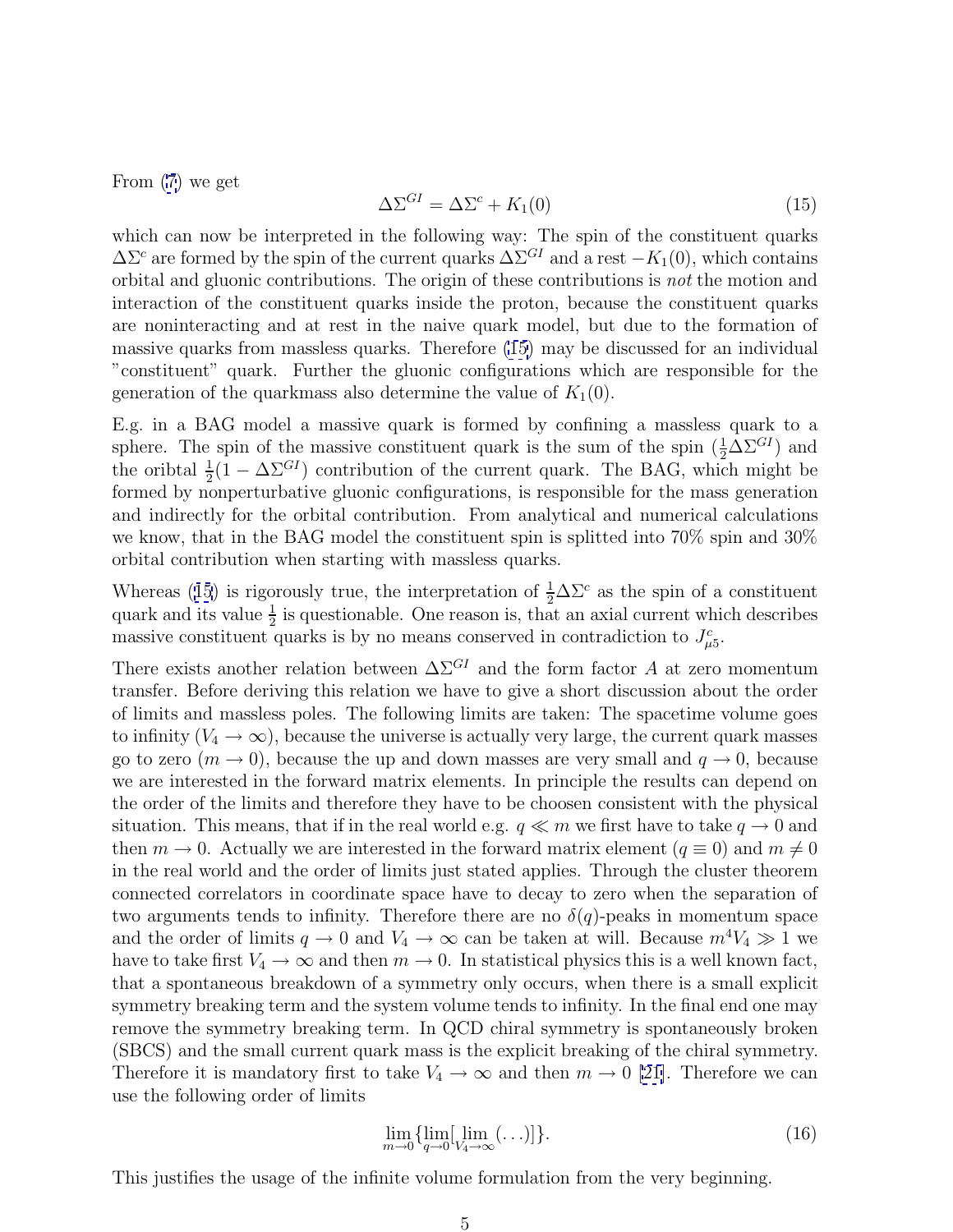From (7) we get

$$\Delta\Sigma^{GI} = \Delta\Sigma^{c} + K_1(0) \tag{15}$$

which can now be interpreted in the following way: The spin of the constituent quarks $\Delta\Sigma^c$ are formed by the spin of the current quarks $\Delta\Sigma^{GI}$ and a rest $-K_1(0)$, which contains orbital and gluonic contributions. The origin of these contributions is *not* the motion and interaction of the constituent quarks inside the proton, because the constituent quarks are noninteracting and at rest in the naive quark model, but due to the formation of massive quarks from massless quarks. Therefore (15) may be discussed for an individual "constituent" quark. Further the gluonic configurations which are responsible for the generation of the quarkmass also determine the value of $K_1(0)$.

E.g. in a BAG model a massive quark is formed by confining a massless quark to a sphere. The spin of the massive constituent quark is the sum of the spin ($\frac{1}{2}\Delta\Sigma^{GI}$) and the oribtal $\frac{1}{2}(1-\Delta\Sigma^{GI})$ contribution of the current quark. The BAG, which might be formed by nonperturbative gluonic configurations, is responsible for the mass generation and indirectly for the orbital contribution. From analytical and numerical calculations we know, that in the BAG model the constituent spin is splitted into 70% spin and 30% orbital contribution when starting with massless quarks.

Whereas (15) is rigorously true, the interpretation of $\frac{1}{2}\Delta\Sigma^c$ as the spin of a constituent quark and its value $\frac{1}{2}$ is questionable. One reason is, that an axial current which describes massive constituent quarks is by no means conserved in contradiction to $J^c_{\mu 5}$.

There exists another relation between $\Delta\Sigma^{GI}$ and the form factor $A$ at zero momentum transfer. Before deriving this relation we have to give a short discussion about the order of limits and massless poles. The following limits are taken: The spacetime volume goes to infinity ($V_4 \to \infty$), because the universe is actually very large, the current quark masses go to zero ($m \to 0$), because the up and down masses are very small and $q \to 0$, because we are interested in the forward matrix elements. In principle the results can depend on the order of the limits and therefore they have to be choosen consistent with the physical situation. This means, that if in the real world e.g. $q \ll m$ we first have to take $q \to 0$ and then $m \to 0$. Actually we are interested in the forward matrix element ($q \equiv 0$) and $m \neq 0$ in the real world and the order of limits just stated applies. Through the cluster theorem connected correlators in coordinate space have to decay to zero when the separation of two arguments tends to infinity. Therefore there are no $\delta(q)$-peaks in momentum space and the order of limits $q \to 0$ and $V_4 \to \infty$ can be taken at will. Because $m^4 V_4 \gg 1$ we have to take first $V_4 \to \infty$ and then $m \to 0$. In statistical physics this is a well known fact, that a spontaneous breakdown of a symmetry only occurs, when there is a small explicit symmetry breaking term and the system volume tends to infinity. In the final end one may remove the symmetry breaking term. In QCD chiral symmetry is spontaneously broken (SBCS) and the small current quark mass is the explicit breaking of the chiral symmetry. Therefore it is mandatory first to take $V_4 \to \infty$ and then $m \to 0$ [21]. Therefore we can use the following order of limits

$$\lim_{m\to 0}\{\lim_{q\to 0}[\lim_{V_4\to\infty}(\ldots)]\}. \tag{16}$$

This justifies the usage of the infinite volume formulation from the very beginning.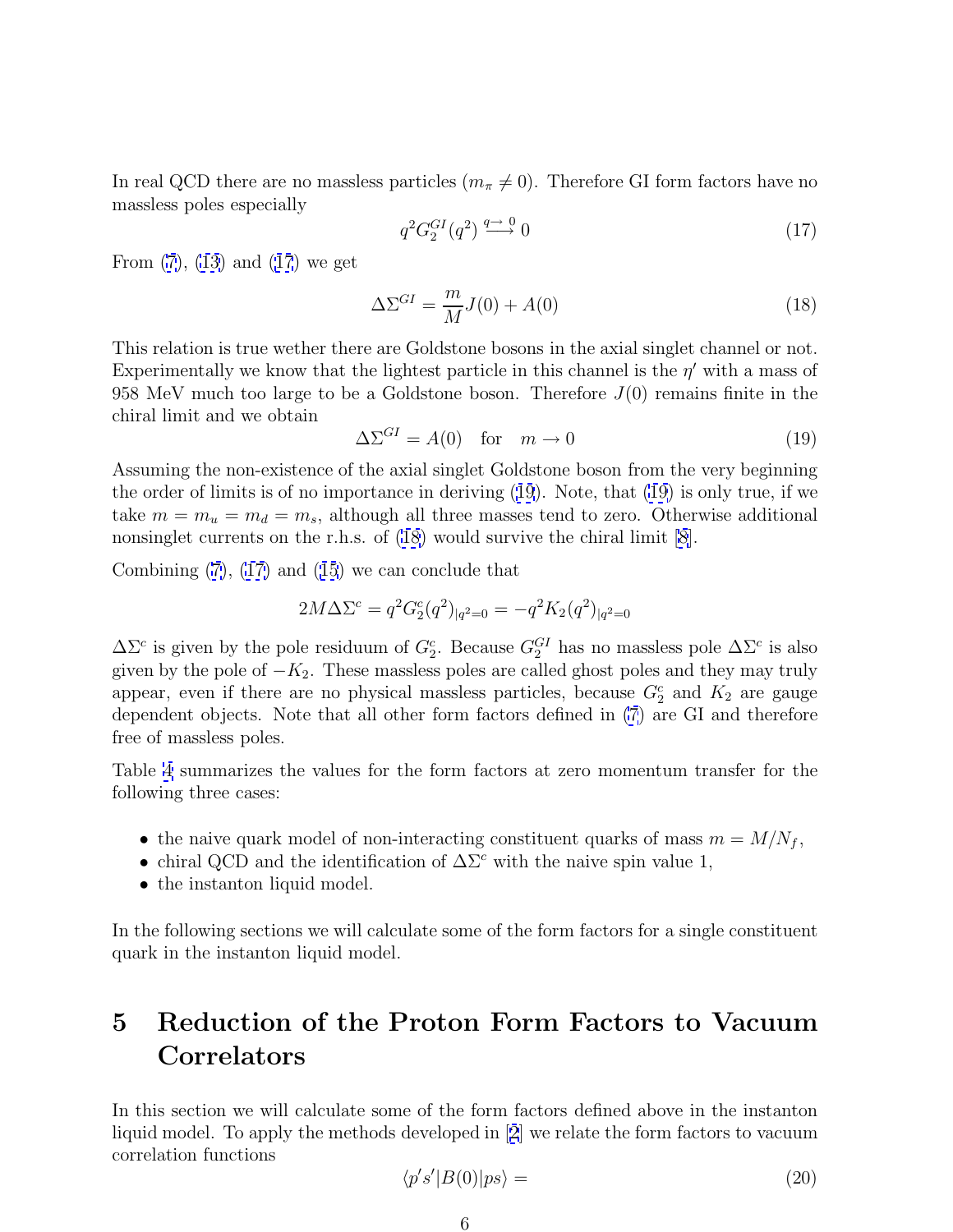In real QCD there are no massless particles ($m_\pi \neq 0$). Therefore GI form factors have no massless poles especially

$$q^2 G_2^{GI}(q^2) \stackrel{q \to 0}{\longrightarrow} 0 \tag{17}$$

From (7), (13) and (17) we get

$$\Delta\Sigma^{GI} = \frac{m}{M} J(0) + A(0) \tag{18}$$

This relation is true wether there are Goldstone bosons in the axial singlet channel or not. Experimentally we know that the lightest particle in this channel is the $\eta'$ with a mass of 958 MeV much too large to be a Goldstone boson. Therefore $J(0)$ remains finite in the chiral limit and we obtain

$$\Delta\Sigma^{GI} = A(0) \quad \text{for} \quad m \to 0 \tag{19}$$

Assuming the non-existence of the axial singlet Goldstone boson from the very beginning the order of limits is of no importance in deriving (19). Note, that (19) is only true, if we take $m = m_u = m_d = m_s$, although all three masses tend to zero. Otherwise additional nonsinglet currents on the r.h.s. of (18) would survive the chiral limit [8].

Combining (7), (17) and (15) we can conclude that

$$2M\Delta\Sigma^c = q^2 G_2^c(q^2)_{|q^2=0} = -q^2 K_2(q^2)_{|q^2=0}$$

$\Delta\Sigma^c$ is given by the pole residuum of $G_2^c$. Because $G_2^{GI}$ has no massless pole $\Delta\Sigma^c$ is also given by the pole of $-K_2$. These massless poles are called ghost poles and they may truly appear, even if there are no physical massless particles, because $G_2^c$ and $K_2$ are gauge dependent objects. Note that all other form factors defined in (7) are GI and therefore free of massless poles.

Table 4 summarizes the values for the form factors at zero momentum transfer for the following three cases:

- the naive quark model of non-interacting constituent quarks of mass $m = M/N_f$,
- chiral QCD and the identification of $\Delta\Sigma^c$ with the naive spin value 1,
- the instanton liquid model.

In the following sections we will calculate some of the form factors for a single constituent quark in the instanton liquid model.

# 5 Reduction of the Proton Form Factors to Vacuum Correlators

In this section we will calculate some of the form factors defined above in the instanton liquid model. To apply the methods developed in [2] we relate the form factors to vacuum correlation functions

$$\langle p's'|B(0)|ps\rangle = \tag{20}$$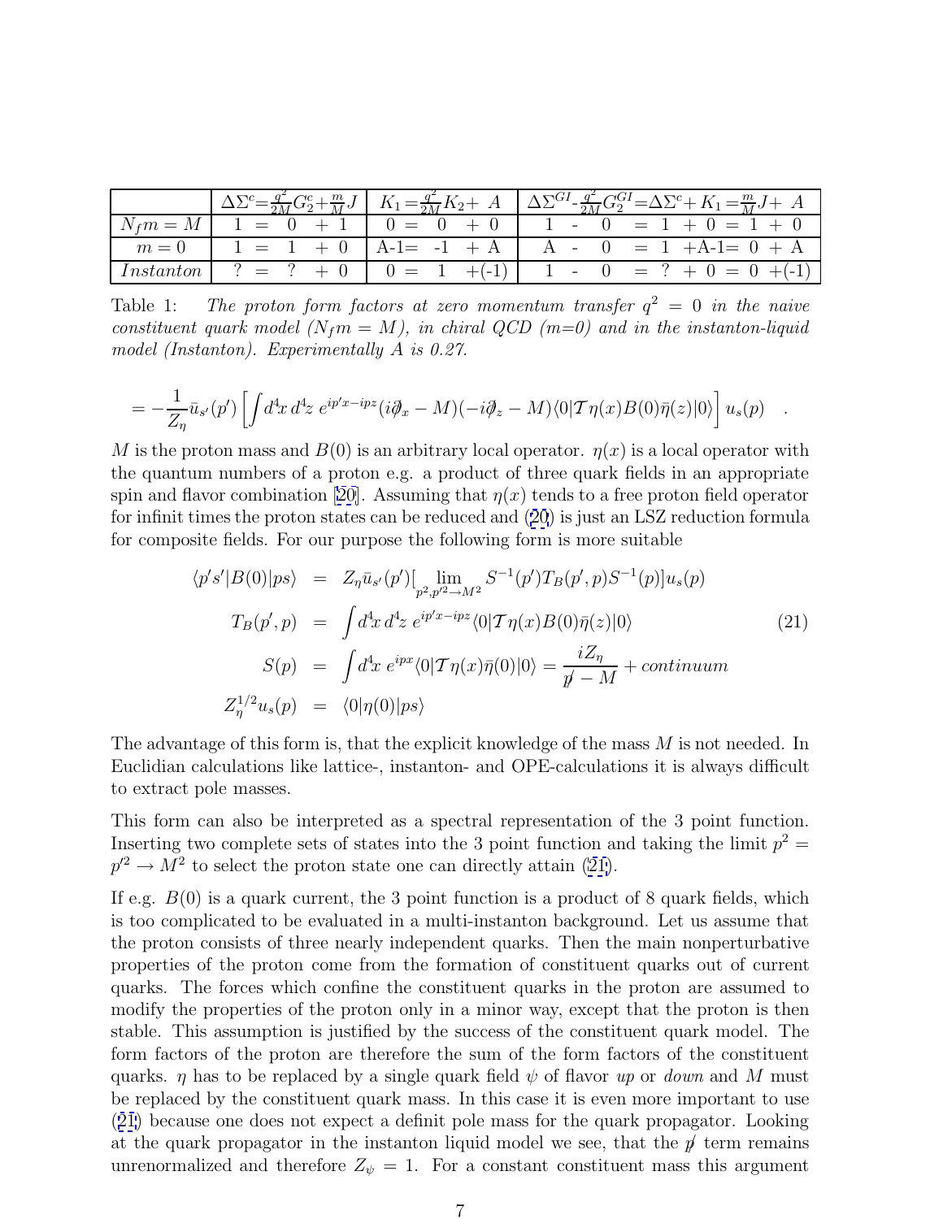| | $\Delta\Sigma^c = \frac{q^2}{2M} G_2^c + \frac{m}{M} J$ | $K_1 = \frac{q^2}{2M} K_2 + A$ | $\Delta\Sigma^{GI} - \frac{q^2}{2M} G_2^{GI} = \Delta\Sigma^c + K_1 = \frac{m}{M} J + A$ |
|---|---|---|---|
| $N_f m = M$ | 1 = 0 + 1 | 0 = 0 + 0 | 1 - 0 = 1 + 0 = 1 + 0 |
| $m = 0$ | 1 = 1 + 0 | A-1= -1 + A | A - 0 = 1 +A-1= 0 + A |
| *Instanton* | ? = ? + 0 | 0 = 1 +(-1) | 1 - 0 = ? + 0 = 0 +(-1) |

Table 1: *The proton form factors at zero momentum transfer $q^2 = 0$ in the naive constituent quark model ($N_f m = M$), in chiral QCD (m=0) and in the instanton-liquid model (Instanton). Experimentally A is 0.27.*

$$= -\frac{1}{Z_\eta}\bar{u}_{s'}(p')\left[\int d^4x\, d^4z\; e^{ip'x-ipz}(i\overleftarrow{\partial\!\!\!/}_x - M)(-i\overrightarrow{\partial\!\!\!/}_z - M)\langle 0|\mathcal{T}\eta(x)B(0)\bar{\eta}(z)|0\rangle\right]u_s(p) \quad .$$

$M$ is the proton mass and $B(0)$ is an arbitrary local operator. $\eta(x)$ is a local operator with the quantum numbers of a proton e.g. a product of three quark fields in an appropriate spin and flavor combination [20]. Assuming that $\eta(x)$ tends to a free proton field operator for infinit times the proton states can be reduced and (20) is just an LSZ reduction formula for composite fields. For our purpose the following form is more suitable

$$
\begin{aligned}
\langle p's'|B(0)|ps\rangle &= Z_\eta \bar{u}_{s'}(p')[\lim_{p^2,p'^2\to M^2} S^{-1}(p')T_B(p',p)S^{-1}(p)]u_s(p) \\
T_B(p',p) &= \int d^4x\, d^4z\; e^{ip'x-ipz}\langle 0|\mathcal{T}\eta(x)B(0)\bar{\eta}(z)|0\rangle \\
S(p) &= \int d^4x\; e^{ipx}\langle 0|\mathcal{T}\eta(x)\bar{\eta}(0)|0\rangle = \frac{iZ_\eta}{p\!\!\!/ - M} + continuum \\
Z_\eta^{1/2}u_s(p) &= \langle 0|\eta(0)|ps\rangle
\end{aligned}
\tag{21}
$$

The advantage of this form is, that the explicit knowledge of the mass $M$ is not needed. In Euclidian calculations like lattice-, instanton- and OPE-calculations it is always difficult to extract pole masses.

This form can also be interpreted as a spectral representation of the 3 point function. Inserting two complete sets of states into the 3 point function and taking the limit $p^2 = p'^2 \to M^2$ to select the proton state one can directly attain (21).

If e.g. $B(0)$ is a quark current, the 3 point function is a product of 8 quark fields, which is too complicated to be evaluated in a multi-instanton background. Let us assume that the proton consists of three nearly independent quarks. Then the main nonperturbative properties of the proton come from the formation of constituent quarks out of current quarks. The forces which confine the constituent quarks in the proton are assumed to modify the properties of the proton only in a minor way, except that the proton is then stable. This assumption is justified by the success of the constituent quark model. The form factors of the proton are therefore the sum of the form factors of the constituent quarks. $\eta$ has to be replaced by a single quark field $\psi$ of flavor *up* or *down* and $M$ must be replaced by the constituent quark mass. In this case it is even more important to use (21) because one does not expect a definit pole mass for the quark propagator. Looking at the quark propagator in the instanton liquid model we see, that the $p\!\!\!/$ term remains unrenormalized and therefore $Z_\psi = 1$. For a constant constituent mass this argument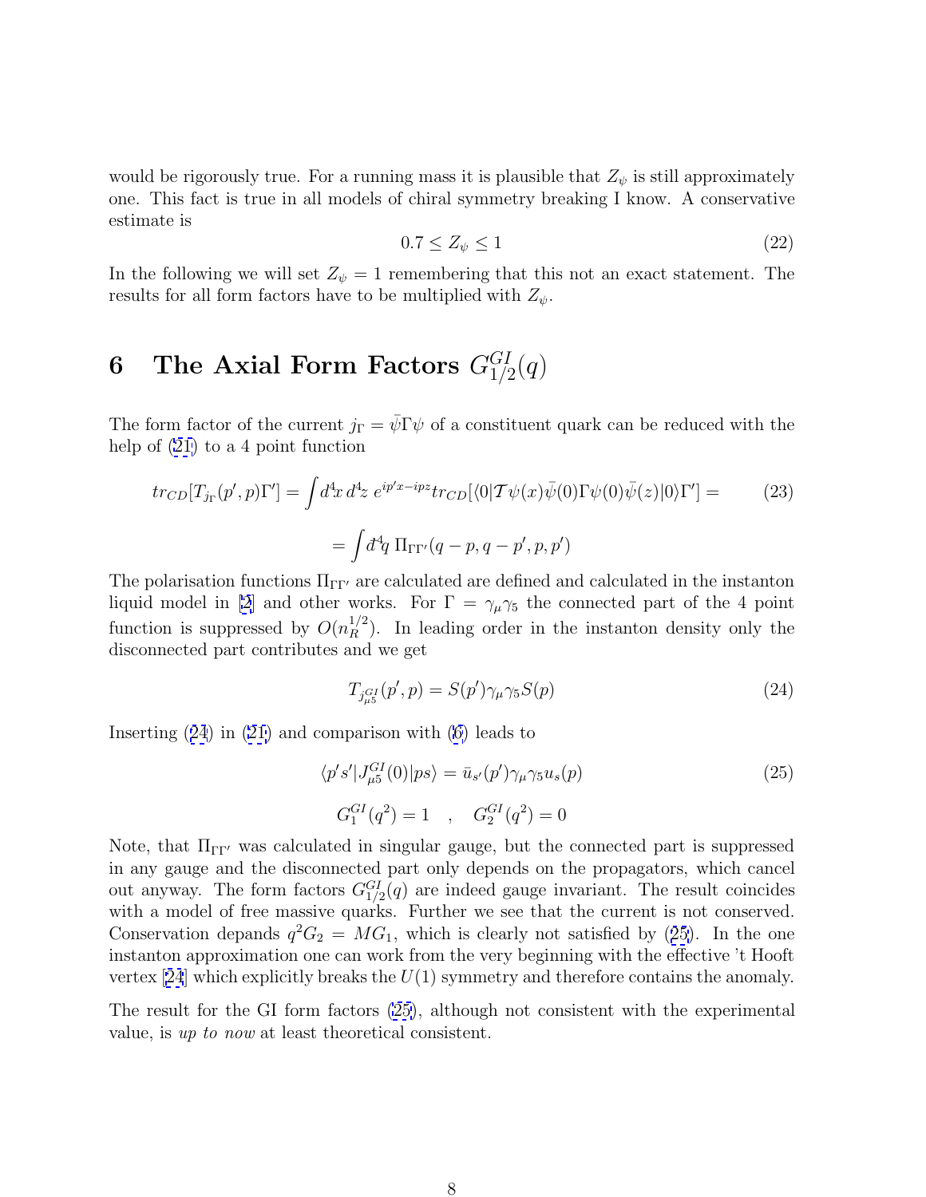would be rigorously true. For a running mass it is plausible that $Z_\psi$ is still approximately one. This fact is true in all models of chiral symmetry breaking I know. A conservative estimate is

$$0.7 \leq Z_\psi \leq 1 \tag{22}$$

In the following we will set $Z_\psi = 1$ remembering that this not an exact statement. The results for all form factors have to be multiplied with $Z_\psi$.

## 6 The Axial Form Factors $G^{GI}_{1/2}(q)$

The form factor of the current $j_\Gamma = \bar{\psi}\Gamma\psi$ of a constituent quark can be reduced with the help of (21) to a 4 point function

$$tr_{CD}[T_{j_\Gamma}(p', p)\Gamma'] = \int d^4x\, d^4z\; e^{ip'x - ipz} tr_{CD}[\langle 0|\mathcal{T}\psi(x)\bar{\psi}(0)\Gamma\psi(0)\bar{\psi}(z)|0\rangle\Gamma'] = \tag{23}$$

$$= \int đ^4q\; \Pi_{\Gamma\Gamma'}(q-p, q-p', p, p')$$

The polarisation functions $\Pi_{\Gamma\Gamma'}$ are calculated are defined and calculated in the instanton liquid model in [2] and other works. For $\Gamma = \gamma_\mu\gamma_5$ the connected part of the 4 point function is suppressed by $O(n_R^{1/2})$. In leading order in the instanton density only the disconnected part contributes and we get

$$T_{j^{GI}_{\mu 5}}(p', p) = S(p')\gamma_\mu\gamma_5 S(p) \tag{24}$$

Inserting (24) in (21) and comparison with (6) leads to

$$\langle p's'|J^{GI}_{\mu 5}(0)|ps\rangle = \bar{u}_{s'}(p')\gamma_\mu\gamma_5 u_s(p) \tag{25}$$

$$G^{GI}_1(q^2) = 1 \quad , \quad G^{GI}_2(q^2) = 0$$

Note, that $\Pi_{\Gamma\Gamma'}$ was calculated in singular gauge, but the connected part is suppressed in any gauge and the disconnected part only depends on the propagators, which cancel out anyway. The form factors $G^{GI}_{1/2}(q)$ are indeed gauge invariant. The result coincides with a model of free massive quarks. Further we see that the current is not conserved. Conservation depends $q^2 G_2 = MG_1$, which is clearly not satisfied by (25). In the one instanton approximation one can work from the very beginning with the effective 't Hooft vertex [24] which explicitly breaks the $U(1)$ symmetry and therefore contains the anomaly.

The result for the GI form factors (25), although not consistent with the experimental value, is *up to now* at least theoretical consistent.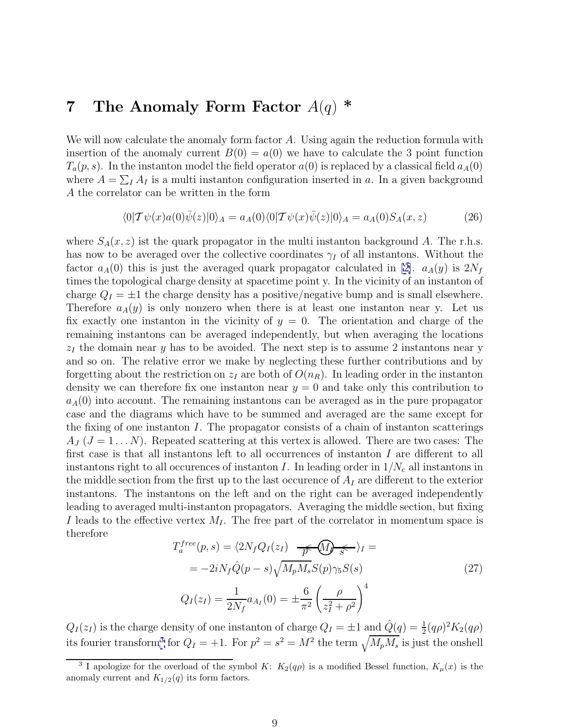# 7 The Anomaly Form Factor $A(q)$ *

We will now calculate the anomaly form factor $A$. Using again the reduction formula with insertion of the anomaly current $B(0) = a(0)$ we have to calculate the 3 point function $T_a(p,s)$. In the instanton model the field operator $a(0)$ is replaced by a classical field $a_A(0)$ where $A = \sum_I A_I$ is a multi instanton configuration inserted in $a$. In a given background $A$ the correlator can be written in the form

$$\langle 0|\mathcal{T}\psi(x)a(0)\bar{\psi}(z)|0\rangle_A = a_A(0)\langle 0|\mathcal{T}\psi(x)\bar{\psi}(z)|0\rangle_A = a_A(0)S_A(x,z) \tag{26}$$

where $S_A(x,z)$ ist the quark propagator in the multi instanton background $A$. The r.h.s. has now to be averaged over the collective coordinates $\gamma_I$ of all instantons. Without the factor $a_A(0)$ this is just the averaged quark propagator calculated in [2]. $a_A(y)$ is $2N_f$ times the topological charge density at spacetime point y. In the vicinity of an instanton of charge $Q_I = \pm 1$ the charge density has a positive/negative bump and is small elsewhere. Therefore $a_A(y)$ is only nonzero when there is at least one instanton near y. Let us fix exactly one instanton in the vicinity of $y = 0$. The orientation and charge of the remaining instantons can be averaged independently, but when averaging the locations $z_I$ the domain near $y$ has to be avoided. The next step is to assume 2 instantons near y and so on. The relative error we make by neglecting these further contributions and by forgetting about the restriction on $z_I$ are both of $O(n_R)$. In leading order in the instanton density we can therefore fix one instanton near $y = 0$ and take only this contribution to $a_A(0)$ into account. The remaining instantons can be averaged as in the pure propagator case and the diagrams which have to be summed and averaged are the same except for the fixing of one instanton $I$. The propagator consists of a chain of instanton scatterings $A_J$ ($J = 1 \ldots N$). Repeated scattering at this vertex is allowed. There are two cases: The first case is that all instantons left to all occurrences of instanton $I$ are different to all instantons right to all occurences of instanton $I$. In leading order in $1/N_c$ all instantons in the middle section from the first up to the last occurence of $A_I$ are different to the exterior instantons. The instantons on the left and on the right can be averaged independently leading to averaged multi-instanton propagators. Averaging the middle section, but fixing $I$ leads to the effective vertex $M_I$. The free part of the correlator in momentum space is therefore

$$
\begin{aligned}
T_a^{free}(p,s) &= \langle 2N_f Q_I(z_I) \quad \overset{p}{\longleftarrow} \!\!(M_I)\!\! \overset{s}{\longleftarrow} \rangle_I = \\
&= -2iN_f \hat{Q}(p-s)\sqrt{M_p M_s}\, S(p)\gamma_5 S(s) \\
Q_I(z_I) &= \frac{1}{2N_f} a_{A_I}(0) = \pm \frac{6}{\pi^2}\left(\frac{\rho}{z_I^2+\rho^2}\right)^4
\end{aligned}
\tag{27}
$$

$Q_I(z_I)$ is the charge density of one instanton of charge $Q_I = \pm 1$ and $\hat{Q}(q) = \frac{1}{2}(q\rho)^2 K_2(q\rho)$ its fourier transform[3] for $Q_I = +1$. For $p^2 = s^2 = M^2$ the term $\sqrt{M_p M_s}$ is just the onshell

[3] I apologize for the overload of the symbol $K$: $K_2(q\rho)$ is a modified Bessel function, $K_\mu(x)$ is the anomaly current and $K_{1/2}(q)$ its form factors.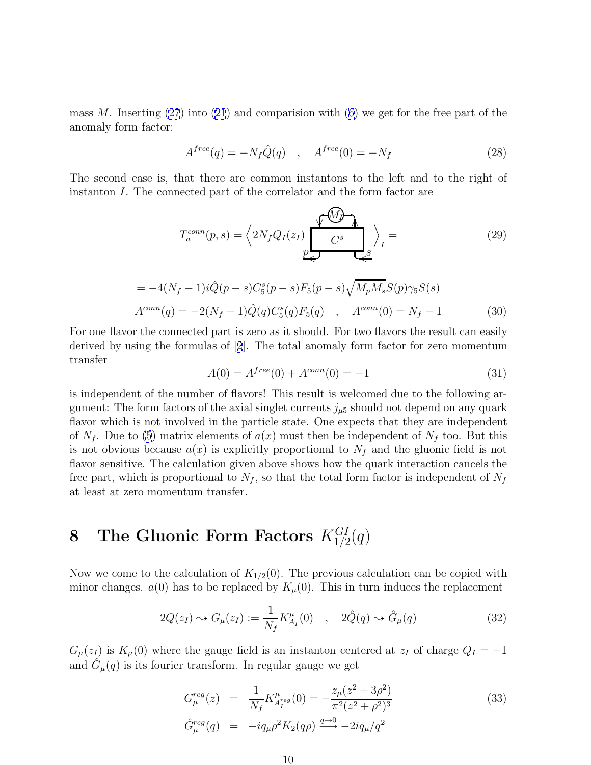mass $M$. Inserting (27) into (21) and comparision with (6) we get for the free part of the anomaly form factor:

$$A^{free}(q) = -N_f \hat{Q}(q) \quad , \quad A^{free}(0) = -N_f \tag{28}$$

The second case is, that there are common instantons to the left and to the right of instanton $I$. The connected part of the correlator and the form factor are

$$T_a^{conn}(p,s) = \left\langle 2N_f Q_I(z_I) \; \boxed{C^s}_{\,p \;\; s}^{\;M_I} \right\rangle_I = \tag{29}$$

$$= -4(N_f - 1) i \hat{Q}(p-s) C_5^s(p-s) F_5(p-s) \sqrt{M_p M_s} S(p) \gamma_5 S(s)$$

$$A^{conn}(q) = -2(N_f - 1)\hat{Q}(q) C_5^s(q) F_5(q) \quad , \quad A^{conn}(0) = N_f - 1 \tag{30}$$

For one flavor the connected part is zero as it should. For two flavors the result can easily derived by using the formulas of [2]. The total anomaly form factor for zero momentum transfer

$$A(0) = A^{free}(0) + A^{conn}(0) = -1 \tag{31}$$

is independent of the number of flavors! This result is welcomed due to the following argument: The form factors of the axial singlet currents $j_{\mu 5}$ should not depend on any quark flavor which is not involved in the particle state. One expects that they are independent of $N_f$. Due to (5) matrix elements of $a(x)$ must then be independent of $N_f$ too. But this is not obvious because $a(x)$ is explicitly proportional to $N_f$ and the gluonic field is not flavor sensitive. The calculation given above shows how the quark interaction cancels the free part, which is proportional to $N_f$, so that the total form factor is independent of $N_f$ at least at zero momentum transfer.

# 8 The Gluonic Form Factors $K_{1/2}^{GI}(q)$

Now we come to the calculation of $K_{1/2}(0)$. The previous calculation can be copied with minor changes. $a(0)$ has to be replaced by $K_\mu(0)$. This in turn induces the replacement

$$2Q(z_I) \rightsquigarrow G_\mu(z_I) := \frac{1}{N_f} K^\mu_{A_I}(0) \quad , \quad 2\hat{Q}(q) \rightsquigarrow \hat{G}_\mu(q) \tag{32}$$

$G_\mu(z_I)$ is $K_\mu(0)$ where the gauge field is an instanton centered at $z_I$ of charge $Q_I = +1$ and $\hat{G}_\mu(q)$ is its fourier transform. In regular gauge we get

$$\begin{aligned} G_\mu^{reg}(z) &= \frac{1}{N_f} K^\mu_{A_I^{reg}}(0) = -\frac{z_\mu(z^2 + 3\rho^2)}{\pi^2 (z^2+\rho^2)^3} \\ \hat{G}_\mu^{reg}(q) &= -iq_\mu \rho^2 K_2(q\rho) \xrightarrow{q \to 0} -2iq_\mu / q^2 \end{aligned} \tag{33}$$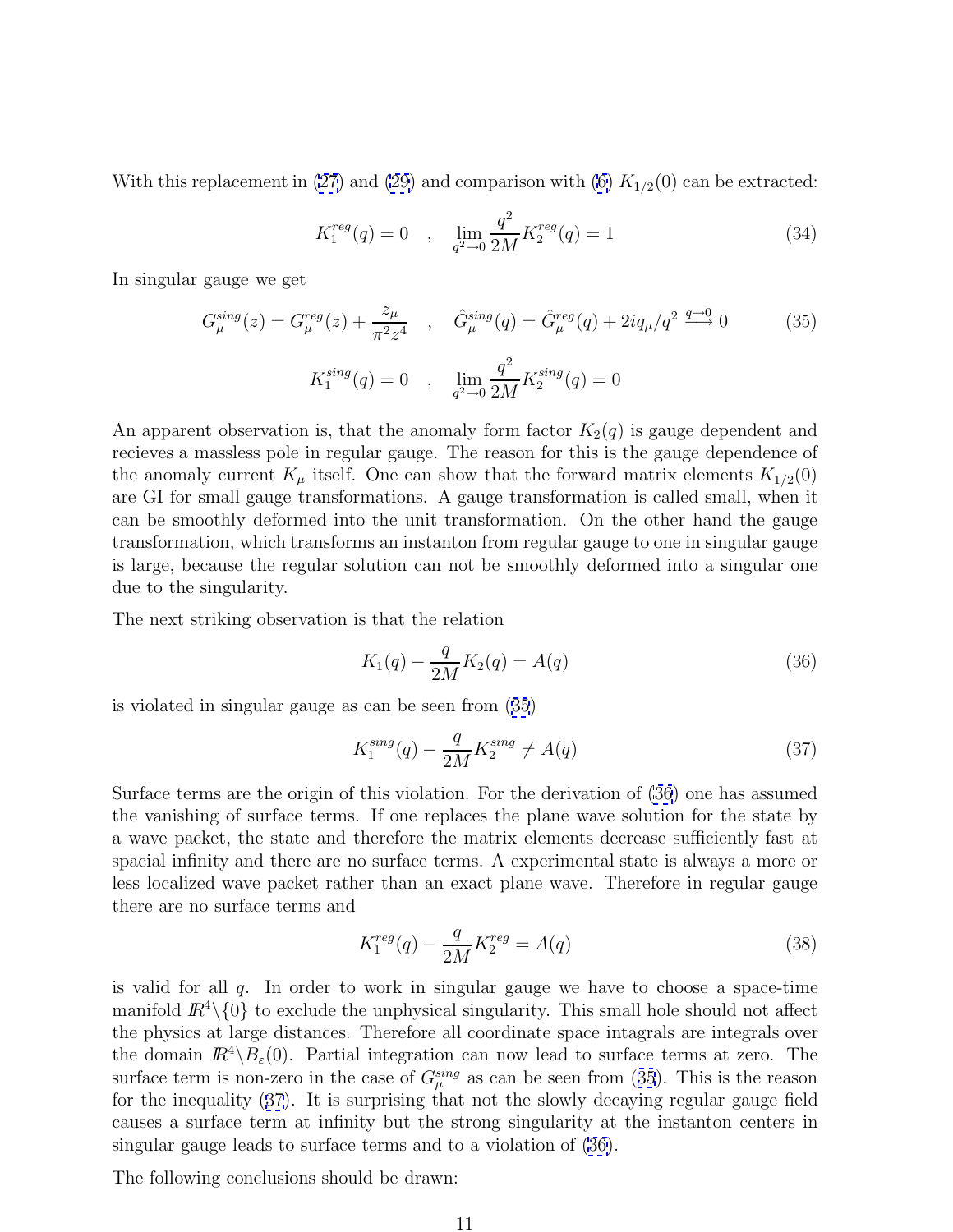With this replacement in (27) and (29) and comparison with (6) $K_{1/2}(0)$ can be extracted:

$$K_1^{reg}(q) = 0 \quad , \quad \lim_{q^2 \to 0} \frac{q^2}{2M} K_2^{reg}(q) = 1 \tag{34}$$

In singular gauge we get

$$G_\mu^{sing}(z) = G_\mu^{reg}(z) + \frac{z_\mu}{\pi^2 z^4} \quad , \quad \hat{G}_\mu^{sing}(q) = \hat{G}_\mu^{reg}(q) + 2iq_\mu/q^2 \xrightarrow{q \to 0} 0 \tag{35}$$

$$K_1^{sing}(q) = 0 \quad , \quad \lim_{q^2 \to 0} \frac{q^2}{2M} K_2^{sing}(q) = 0$$

An apparent observation is, that the anomaly form factor $K_2(q)$ is gauge dependent and recieves a massless pole in regular gauge. The reason for this is the gauge dependence of the anomaly current $K_\mu$ itself. One can show that the forward matrix elements $K_{1/2}(0)$ are GI for small gauge transformations. A gauge transformation is called small, when it can be smoothly deformed into the unit transformation. On the other hand the gauge transformation, which transforms an instanton from regular gauge to one in singular gauge is large, because the regular solution can not be smoothly deformed into a singular one due to the singularity.

The next striking observation is that the relation

$$K_1(q) - \frac{q}{2M} K_2(q) = A(q) \tag{36}$$

is violated in singular gauge as can be seen from (35)

$$K_1^{sing}(q) - \frac{q}{2M} K_2^{sing} \neq A(q) \tag{37}$$

Surface terms are the origin of this violation. For the derivation of (36) one has assumed the vanishing of surface terms. If one replaces the plane wave solution for the state by a wave packet, the state and therefore the matrix elements decrease sufficiently fast at spacial infinity and there are no surface terms. A experimental state is always a more or less localized wave packet rather than an exact plane wave. Therefore in regular gauge there are no surface terms and

$$K_1^{reg}(q) - \frac{q}{2M} K_2^{reg} = A(q) \tag{38}$$

is valid for all $q$. In order to work in singular gauge we have to choose a space-time manifold $I\!R^4 \backslash \{0\}$ to exclude the unphysical singularity. This small hole should not affect the physics at large distances. Therefore all coordinate space intagrals are integrals over the domain $I\!R^4 \backslash B_\varepsilon(0)$. Partial integration can now lead to surface terms at zero. The surface term is non-zero in the case of $G_\mu^{sing}$ as can be seen from (35). This is the reason for the inequality (37). It is surprising that not the slowly decaying regular gauge field causes a surface term at infinity but the strong singularity at the instanton centers in singular gauge leads to surface terms and to a violation of (36).

The following conclusions should be drawn: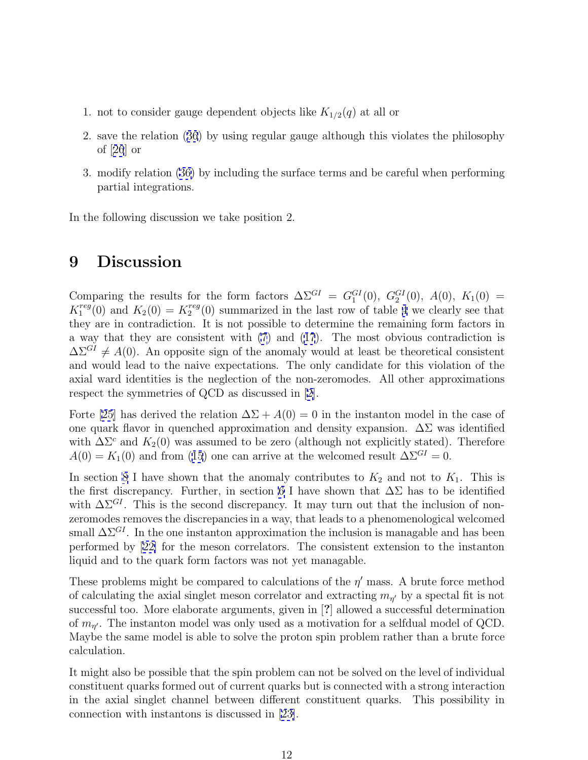1. not to consider gauge dependent objects like $K_{1/2}(q)$ at all or
2. save the relation (36) by using regular gauge although this violates the philosophy of [26] or
3. modify relation (36) by including the surface terms and be careful when performing partial integrations.

In the following discussion we take position 2.

# 9 Discussion

Comparing the results for the form factors $\Delta\Sigma^{GI} = G_1^{GI}(0)$, $G_2^{GI}(0)$, $A(0)$, $K_1(0) = K_1^{reg}(0)$ and $K_2(0) = K_2^{reg}(0)$ summarized in the last row of table 4 we clearly see that they are in contradiction. It is not possible to determine the remaining form factors in a way that they are consistent with (7) and (17). The most obvious contradiction is $\Delta\Sigma^{GI} \neq A(0)$. An opposite sign of the anomaly would at least be theoretical consistent and would lead to the naive expectations. The only candidate for this violation of the axial ward identities is the neglection of the non-zeromodes. All other approximations respect the symmetries of QCD as discussed in [2].

Forte [25] has derived the relation $\Delta\Sigma + A(0) = 0$ in the instanton model in the case of one quark flavor in quenched approximation and density expansion. $\Delta\Sigma$ was identified with $\Delta\Sigma^c$ and $K_2(0)$ was assumed to be zero (although not explicitly stated). Therefore $A(0) = K_1(0)$ and from (15) one can arrive at the welcomed result $\Delta\Sigma^{GI} = 0$.

In section 8 I have shown that the anomaly contributes to $K_2$ and not to $K_1$. This is the first discrepancy. Further, in section 6 I have shown that $\Delta\Sigma$ has to be identified with $\Delta\Sigma^{GI}$. This is the second discrepancy. It may turn out that the inclusion of non-zeromodes removes the discrepancies in a way, that leads to a phenomenological welcomed small $\Delta\Sigma^{GI}$. In the one instanton approximation the inclusion is managable and has been performed by [22] for the meson correlators. The consistent extension to the instanton liquid and to the quark form factors was not yet managable.

These problems might be compared to calculations of the $\eta'$ mass. A brute force method of calculating the axial singlet meson correlator and extracting $m_{\eta'}$ by a spectal fit is not successful too. More elaborate arguments, given in [?] allowed a successful determination of $m_{\eta'}$. The instanton model was only used as a motivation for a selfdual model of QCD. Maybe the same model is able to solve the proton spin problem rather than a brute force calculation.

It might also be possible that the spin problem can not be solved on the level of individual constituent quarks formed out of current quarks but is connected with a strong interaction in the axial singlet channel between different constituent quarks. This possibility in connection with instantons is discussed in [23].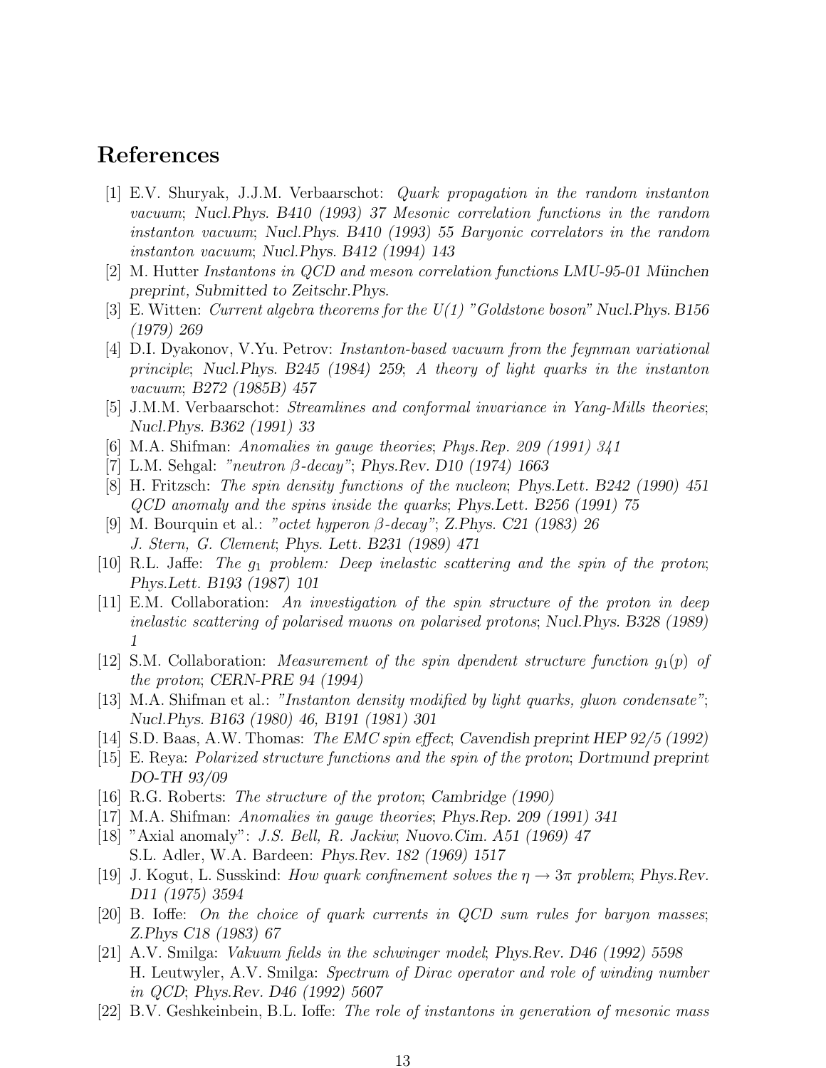# References

[1] E.V. Shuryak, J.J.M. Verbaarschot: *Quark propagation in the random instanton vacuum*; *Nucl.Phys. B410 (1993) 37 Mesonic correlation functions in the random instanton vacuum*; *Nucl.Phys. B410 (1993) 55 Baryonic correlators in the random instanton vacuum*; *Nucl.Phys. B412 (1994) 143*

[2] M. Hutter *Instantons in QCD and meson correlation functions LMU-95-01 München preprint, Submitted to Zeitschr.Phys.*

[3] E. Witten: *Current algebra theorems for the U(1) "Goldstone boson" Nucl.Phys. B156 (1979) 269*

[4] D.I. Dyakonov, V.Yu. Petrov: *Instanton-based vacuum from the feynman variational principle*; *Nucl.Phys. B245 (1984) 259*; *A theory of light quarks in the instanton vacuum*; *B272 (1985B) 457*

[5] J.M.M. Verbaarschot: *Streamlines and conformal invariance in Yang-Mills theories*; *Nucl.Phys. B362 (1991) 33*

[6] M.A. Shifman: *Anomalies in gauge theories*; *Phys.Rep. 209 (1991) 341*

[7] L.M. Sehgal: *"neutron $\beta$-decay"*; *Phys.Rev. D10 (1974) 1663*

[8] H. Fritzsch: *The spin density functions of the nucleon*; *Phys.Lett. B242 (1990) 451 QCD anomaly and the spins inside the quarks*; *Phys.Lett. B256 (1991) 75*

[9] M. Bourquin et al.: *"octet hyperon $\beta$-decay"*; *Z.Phys. C21 (1983) 26*
*J. Stern, G. Clement*; *Phys. Lett. B231 (1989) 471*

[10] R.L. Jaffe: *The $g_1$ problem: Deep inelastic scattering and the spin of the proton*; *Phys.Lett. B193 (1987) 101*

[11] E.M. Collaboration: *An investigation of the spin structure of the proton in deep inelastic scattering of polarised muons on polarised protons*; *Nucl.Phys. B328 (1989) 1*

[12] S.M. Collaboration: *Measurement of the spin dpendent structure function $g_1(p)$ of the proton*; *CERN-PRE 94 (1994)*

[13] M.A. Shifman et al.: *"Instanton density modified by light quarks, gluon condensate"*; *Nucl.Phys. B163 (1980) 46, B191 (1981) 301*

[14] S.D. Baas, A.W. Thomas: *The EMC spin effect*; *Cavendish preprint HEP 92/5 (1992)*

[15] E. Reya: *Polarized structure functions and the spin of the proton*; *Dortmund preprint DO-TH 93/09*

[16] R.G. Roberts: *The structure of the proton*; *Cambridge (1990)*

[17] M.A. Shifman: *Anomalies in gauge theories*; *Phys.Rep. 209 (1991) 341*

[18] "Axial anomaly": *J.S. Bell, R. Jackiw*; *Nuovo.Cim. A51 (1969) 47*
S.L. Adler, W.A. Bardeen: *Phys.Rev. 182 (1969) 1517*

[19] J. Kogut, L. Susskind: *How quark confinement solves the $\eta \to 3\pi$ problem*; *Phys.Rev. D11 (1975) 3594*

[20] B. Ioffe: *On the choice of quark currents in QCD sum rules for baryon masses*; *Z.Phys C18 (1983) 67*

[21] A.V. Smilga: *Vakuum fields in the schwinger model*; *Phys.Rev. D46 (1992) 5598*
H. Leutwyler, A.V. Smilga: *Spectrum of Dirac operator and role of winding number in QCD*; *Phys.Rev. D46 (1992) 5607*

[22] B.V. Geshkeinbein, B.L. Ioffe: *The role of instantons in generation of mesonic mass*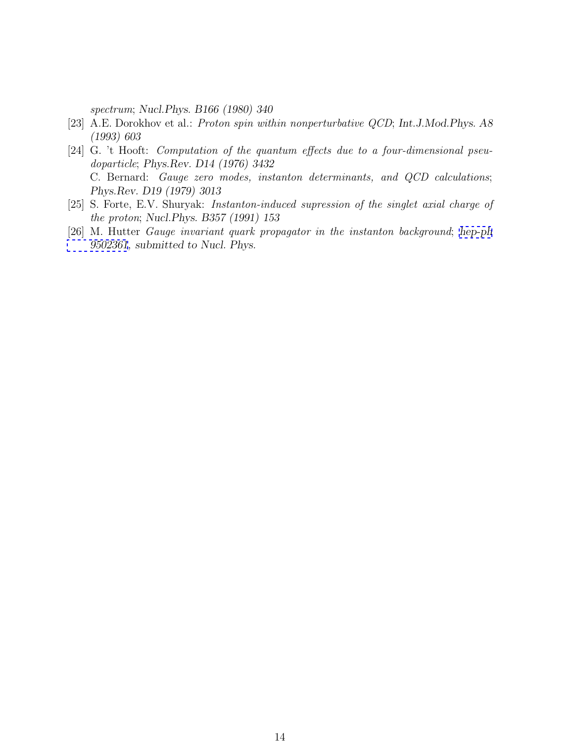*spectrum*; Nucl.Phys. B166 (1980) 340

[23] A.E. Dorokhov et al.: *Proton spin within nonperturbative QCD*; Int.J.Mod.Phys. A8 (1993) 603

[24] G. 't Hooft: *Computation of the quantum effects due to a four-dimensional pseudoparticle*; Phys.Rev. D14 (1976) 3432
C. Bernard: *Gauge zero modes, instanton determinants, and QCD calculations*; Phys.Rev. D19 (1979) 3013

[25] S. Forte, E.V. Shuryak: *Instanton-induced supression of the singlet axial charge of the proton*; Nucl.Phys. B357 (1991) 153

[26] M. Hutter *Gauge invariant quark propagator in the instanton background*; hep-ph/9502361, submitted to Nucl. Phys.